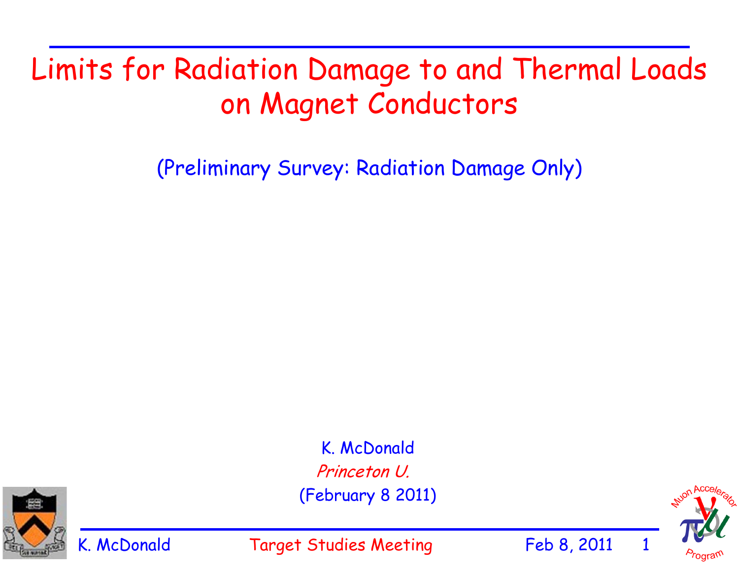# Limits for Radiation Damage to and Thermal Loads on Magnet Conductors

(Preliminary Survey: Radiation Damage Only)

K. McDonald

*Princeton U.*

(February 8 2011)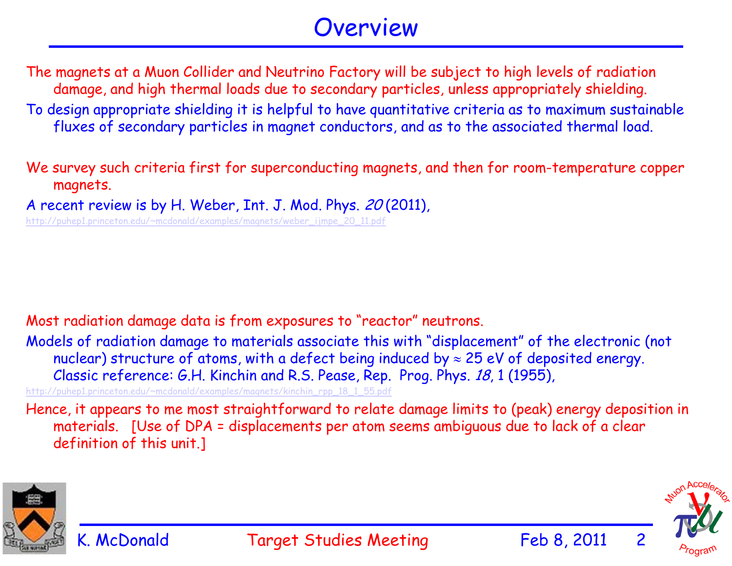# Overview

The magnets at a Muon Collider and Neutrino Factory will be subject to high levels of radiation damage, and high thermal loads due to secondary particles, unless appropriately shielding.

To design appropriate shielding it is helpful to have quantitative criteria as to maximum sustainable fluxes of secondary particles in magnet conductors, and as to the associated thermal load.

We survey such criteria first for superconducting magnets, and then for room-temperature copper magnets.

A recent review is by H. Weber, Int. J. Mod. Phys. *20* (2011),
http://puhep1.princeton.edu/~mcdonald/examples/magnets/weber_ijmpe_20_11.pdf

Most radiation damage data is from exposures to "reactor" neutrons.

Models of radiation damage to materials associate this with "displacement" of the electronic (not nuclear) structure of atoms, with a defect being induced by ≈ 25 eV of deposited energy. Classic reference: G.H. Kinchin and R.S. Pease, Rep. Prog. Phys. *18*, 1 (1955),
http://puhep1.princeton.edu/~mcdonald/examples/magnets/kinchin_rpp_18_1_55.pdf

Hence, it appears to me most straightforward to relate damage limits to (peak) energy deposition in materials. [Use of DPA = displacements per atom seems ambiguous due to lack of a clear definition of this unit.]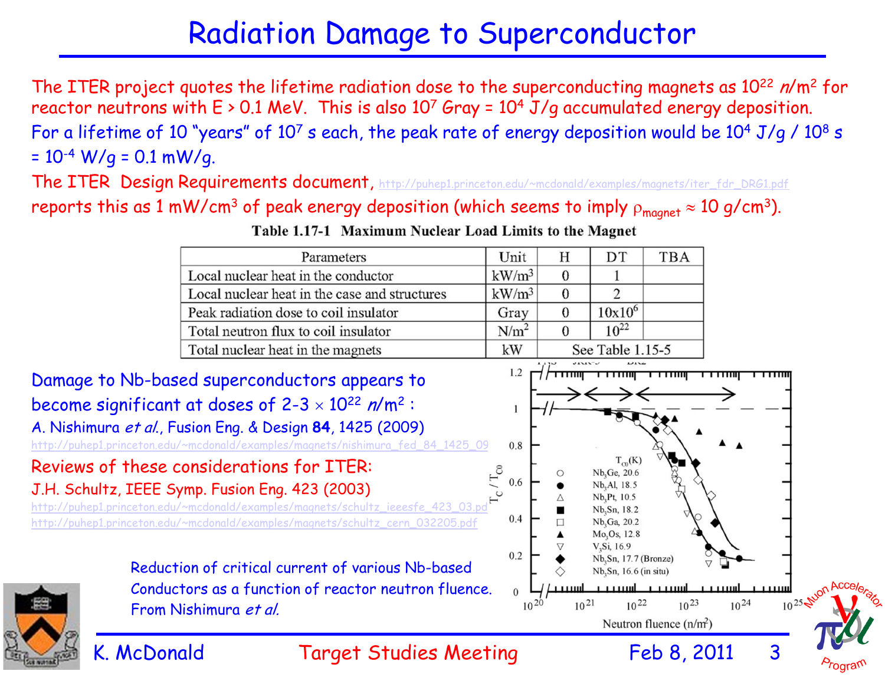# Radiation Damage to Superconductor

The ITER project quotes the lifetime radiation dose to the superconducting magnets as $10^{22}$ *n*/m$^2$ for reactor neutrons with E > 0.1 MeV. This is also $10^7$ Gray = $10^4$ J/g accumulated energy deposition.

For a lifetime of 10 "years" of $10^7$ s each, the peak rate of energy deposition would be $10^4$ J/g / $10^8$ s = $10^{-4}$ W/g = 0.1 mW/g.

The ITER Design Requirements document, http://puhep1.princeton.edu/~mcdonald/examples/magnets/iter_fdr_DRG1.pdf reports this as 1 mW/cm$^3$ of peak energy deposition (which seems to imply $\rho_{magnet} \approx 10$ g/cm$^3$).

**Table 1.17-1 Maximum Nuclear Load Limits to the Magnet**

| Parameters | Unit | H | DT | TBA |
|---|---|---|---|---|
| Local nuclear heat in the conductor | kW/m$^3$ | 0 | 1 | |
| Local nuclear heat in the case and structures | kW/m$^3$ | 0 | 2 | |
| Peak radiation dose to coil insulator | Gray | 0 | $10 \times 10^6$ | |
| Total neutron flux to coil insulator | N/m$^2$ | 0 | $10^{22}$ | |
| Total nuclear heat in the magnets | kW | See Table 1.15-5 | | |

Damage to Nb-based superconductors appears to become significant at doses of 2-3 $\times$ $10^{22}$ *n*/m$^2$ :

A. Nishimura *et al.*, Fusion Eng. & Design **84**, 1425 (2009)

http://puhep1.princeton.edu/~mcdonald/examples/magnets/nishimura_fed_84_1425_09

Reviews of these considerations for ITER:

J.H. Schultz, IEEE Symp. Fusion Eng. 423 (2003)

http://puhep1.princeton.edu/~mcdonald/examples/magnets/schultz_ieeesfe_423_03.pd

http://puhep1.princeton.edu/~mcdonald/examples/magnets/schultz_cern_032205.pdf

Reduction of critical current of various Nb-based Conductors as a function of reactor neutron fluence. From Nishimura *et al.*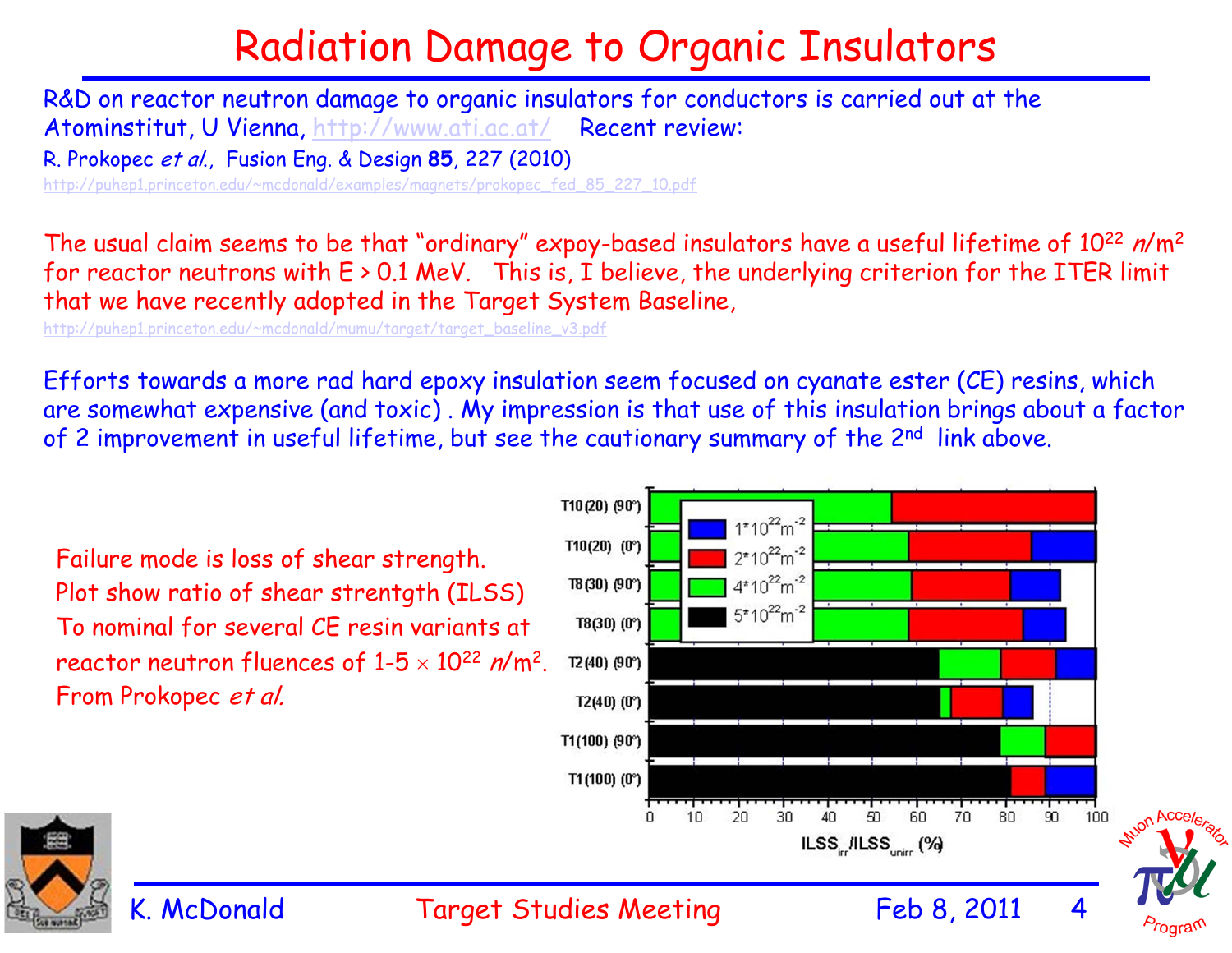# Radiation Damage to Organic Insulators

R&D on reactor neutron damage to organic insulators for conductors is carried out at the Atominstitut, U Vienna, http://www.ati.ac.at/ Recent review:

R. Prokopec *et al.*, Fusion Eng. & Design **85**, 227 (2010)

http://puhep1.princeton.edu/~mcdonald/examples/magnets/prokopec_fed_85_227_10.pdf

The usual claim seems to be that "ordinary" expoy-based insulators have a useful lifetime of $10^{22}$ $n$/m$^2$ for reactor neutrons with E > 0.1 MeV. This is, I believe, the underlying criterion for the ITER limit that we have recently adopted in the Target System Baseline,

http://puhep1.princeton.edu/~mcdonald/mumu/target/target_baseline_v3.pdf

Efforts towards a more rad hard epoxy insulation seem focused on cyanate ester (CE) resins, which are somewhat expensive (and toxic) . My impression is that use of this insulation brings about a factor of 2 improvement in useful lifetime, but see the cautionary summary of the 2nd link above.

Failure mode is loss of shear strength.
Plot show ratio of shear strentgth (ILSS) To nominal for several CE resin variants at reactor neutron fluences of 1-5 $\times$ $10^{22}$ $n$/m$^2$.
From Prokopec *et al.*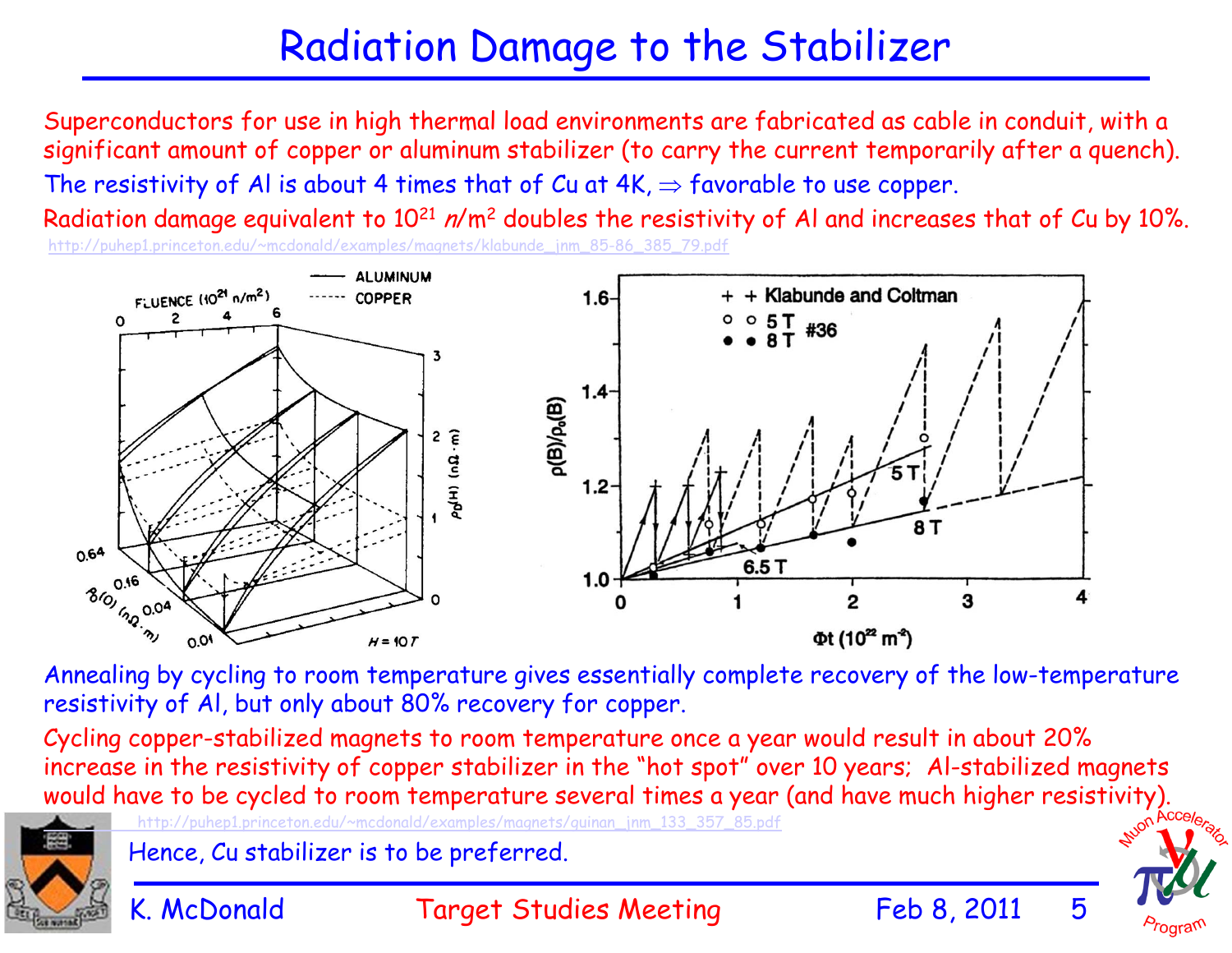# Radiation Damage to the Stabilizer

Superconductors for use in high thermal load environments are fabricated as cable in conduit, with a significant amount of copper or aluminum stabilizer (to carry the current temporarily after a quench).

The resistivity of Al is about 4 times that of Cu at 4K, $\Rightarrow$ favorable to use copper.

Radiation damage equivalent to $10^{21}$ $n$/m$^2$ doubles the resistivity of Al and increases that of Cu by 10%.

http://puhep1.princeton.edu/~mcdonald/examples/magnets/klabunde_jnm_85-86_385_79.pdf

Annealing by cycling to room temperature gives essentially complete recovery of the low-temperature resistivity of Al, but only about 80% recovery for copper.

Cycling copper-stabilized magnets to room temperature once a year would result in about 20% increase in the resistivity of copper stabilizer in the "hot spot" over 10 years; Al-stabilized magnets would have to be cycled to room temperature several times a year (and have much higher resistivity).

http://puhep1.princeton.edu/~mcdonald/examples/magnets/guinan_jnm_133_357_85.pdf

Hence, Cu stabilizer is to be preferred.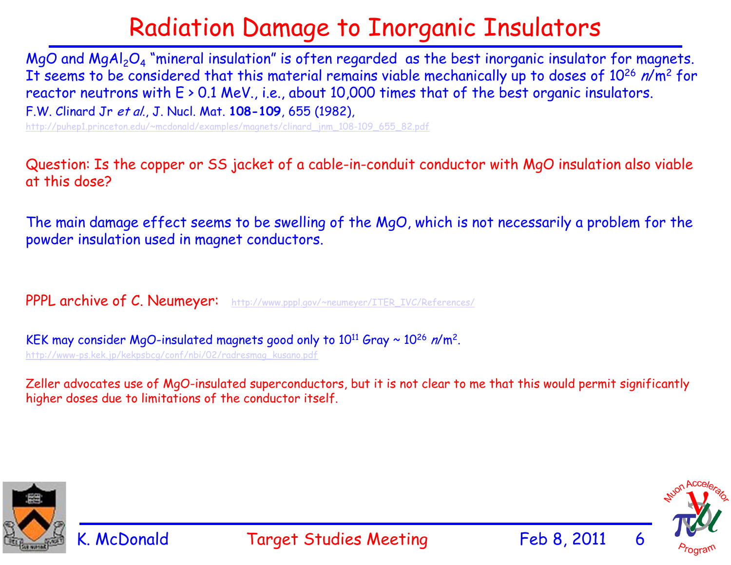# Radiation Damage to Inorganic Insulators

MgO and $MgAl_2O_4$ "mineral insulation" is often regarded as the best inorganic insulator for magnets. It seems to be considered that this material remains viable mechanically up to doses of $10^{26}$ $n$/m$^2$ for reactor neutrons with E > 0.1 MeV., i.e., about 10,000 times that of the best organic insulators.

F.W. Clinard Jr *et al.*, J. Nucl. Mat. **108-109**, 655 (1982),
http://puhep1.princeton.edu/~mcdonald/examples/magnets/clinard_jnm_108-109_655_82.pdf

Question: Is the copper or SS jacket of a cable-in-conduit conductor with MgO insulation also viable at this dose?

The main damage effect seems to be swelling of the MgO, which is not necessarily a problem for the powder insulation used in magnet conductors.

PPPL archive of C. Neumeyer: http://www.pppl.gov/~neumeyer/ITER_IVC/References/

KEK may consider MgO-insulated magnets good only to $10^{11}$ Gray ~ $10^{26}$ $n$/m$^2$.
http://www-ps.kek.jp/kekpsbcg/conf/nbi/02/radresmag_kusano.pdf

Zeller advocates use of MgO-insulated superconductors, but it is not clear to me that this would permit significantly higher doses due to limitations of the conductor itself.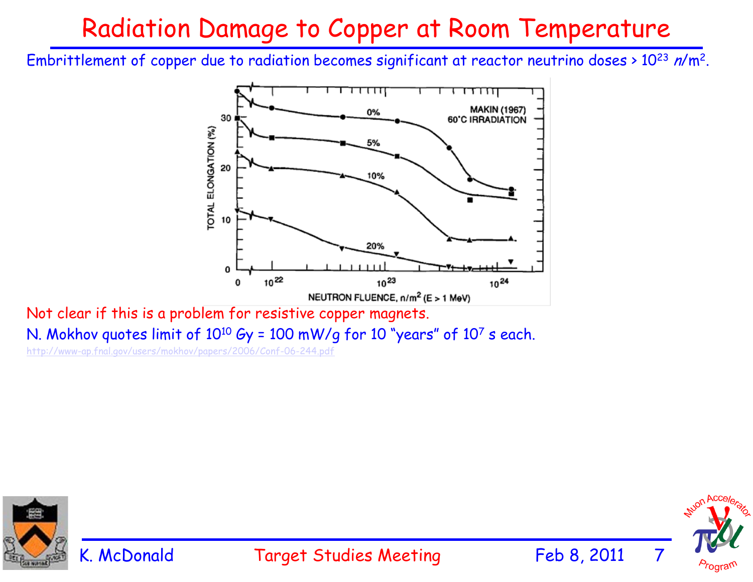# Radiation Damage to Copper at Room Temperature

Embrittlement of copper due to radiation becomes significant at reactor neutrino doses > $10^{23}$ $n$/m$^2$.

MAKIN (1967)
60°C IRRADIATION

TOTAL ELONGATION (%)

NEUTRON FLUENCE, n/m$^2$ (E > 1 MeV)

0%
5%
10%
20%

0 $10^{22}$ $10^{23}$ $10^{24}$

0 10 20 30

Not clear if this is a problem for resistive copper magnets.

N. Mokhov quotes limit of $10^{10}$ Gy = 100 mW/g for 10 "years" of $10^7$ s each.

http://www-ap.fnal.gov/users/mokhov/papers/2006/Conf-06-244.pdf